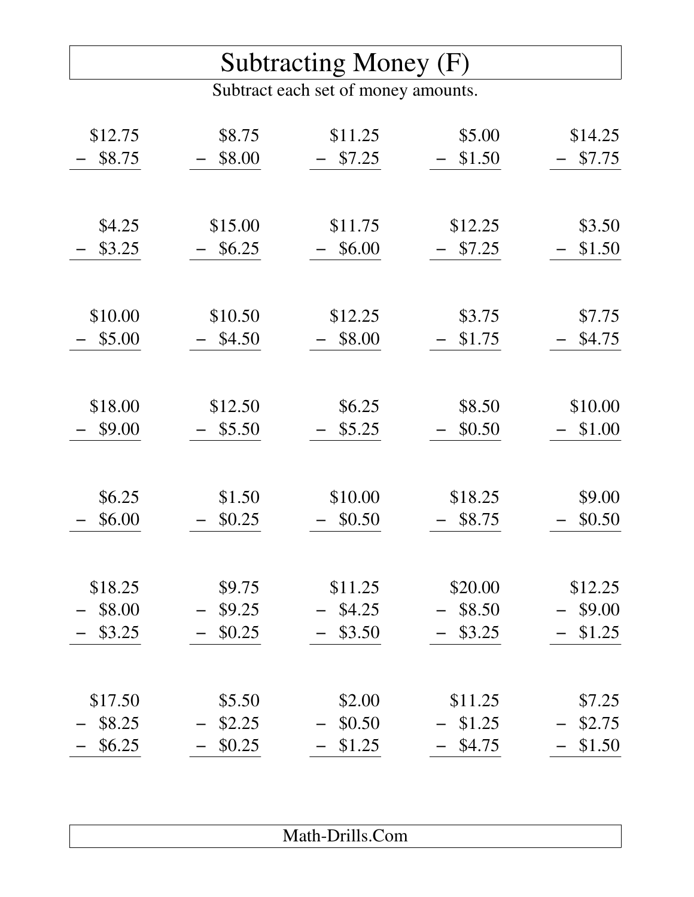# Subtracting Money (F)

Subtract each set of money amounts.

| | | | | |
|---|---|---|---|---|
| \$12.75 − \$8.75 | \$8.75 − \$8.00 | \$11.25 − \$7.25 | \$5.00 − \$1.50 | \$14.25 − \$7.75 |
| \$4.25 − \$3.25 | \$15.00 − \$6.25 | \$11.75 − \$6.00 | \$12.25 − \$7.25 | \$3.50 − \$1.50 |
| \$10.00 − \$5.00 | \$10.50 − \$4.50 | \$12.25 − \$8.00 | \$3.75 − \$1.75 | \$7.75 − \$4.75 |
| \$18.00 − \$9.00 | \$12.50 − \$5.50 | \$6.25 − \$5.25 | \$8.50 − \$0.50 | \$10.00 − \$1.00 |
| \$6.25 − \$6.00 | \$1.50 − \$0.25 | \$10.00 − \$0.50 | \$18.25 − \$8.75 | \$9.00 − \$0.50 |
| \$18.25 − \$8.00 − \$3.25 | \$9.75 − \$9.25 − \$0.25 | \$11.25 − \$4.25 − \$3.50 | \$20.00 − \$8.50 − \$3.25 | \$12.25 − \$9.00 − \$1.25 |
| \$17.50 − \$8.25 − \$6.25 | \$5.50 − \$2.25 − \$0.25 | \$2.00 − \$0.50 − \$1.25 | \$11.25 − \$1.25 − \$4.75 | \$7.25 − \$2.75 − \$1.50 |

Math-Drills.Com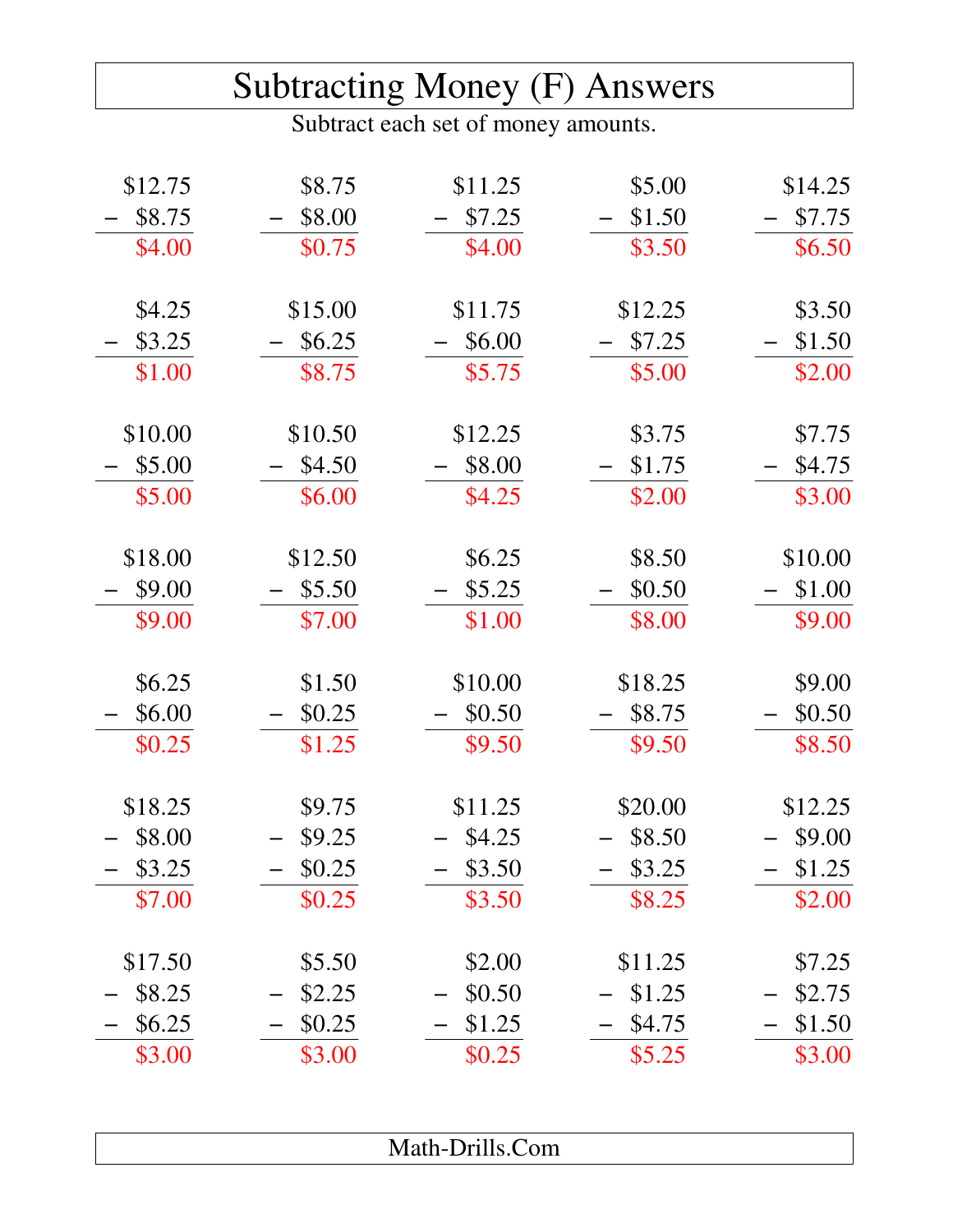# Subtracting Money (F) Answers

Subtract each set of money amounts.

| | | | | |
|---|---|---|---|---|
| \$12.75 − \$8.75 = \$4.00 | \$8.75 − \$8.00 = \$0.75 | \$11.25 − \$7.25 = \$4.00 | \$5.00 − \$1.50 = \$3.50 | \$14.25 − \$7.75 = \$6.50 |
| \$4.25 − \$3.25 = \$1.00 | \$15.00 − \$6.25 = \$8.75 | \$11.75 − \$6.00 = \$5.75 | \$12.25 − \$7.25 = \$5.00 | \$3.50 − \$1.50 = \$2.00 |
| \$10.00 − \$5.00 = \$5.00 | \$10.50 − \$4.50 = \$6.00 | \$12.25 − \$8.00 = \$4.25 | \$3.75 − \$1.75 = \$2.00 | \$7.75 − \$4.75 = \$3.00 |
| \$18.00 − \$9.00 = \$9.00 | \$12.50 − \$5.50 = \$7.00 | \$6.25 − \$5.25 = \$1.00 | \$8.50 − \$0.50 = \$8.00 | \$10.00 − \$1.00 = \$9.00 |
| \$6.25 − \$6.00 = \$0.25 | \$1.50 − \$0.25 = \$1.25 | \$10.00 − \$0.50 = \$9.50 | \$18.25 − \$8.75 = \$9.50 | \$9.00 − \$0.50 = \$8.50 |
| \$18.25 − \$8.00 − \$3.25 = \$7.00 | \$9.75 − \$9.25 − \$0.25 = \$0.25 | \$11.25 − \$4.25 − \$3.50 = \$3.50 | \$20.00 − \$8.50 − \$3.25 = \$8.25 | \$12.25 − \$9.00 − \$1.25 = \$2.00 |
| \$17.50 − \$8.25 − \$6.25 = \$3.00 | \$5.50 − \$2.25 − \$0.25 = \$3.00 | \$2.00 − \$0.50 − \$1.25 = \$0.25 | \$11.25 − \$1.25 − \$4.75 = \$5.25 | \$7.25 − \$2.75 − \$1.50 = \$3.00 |

Math-Drills.Com